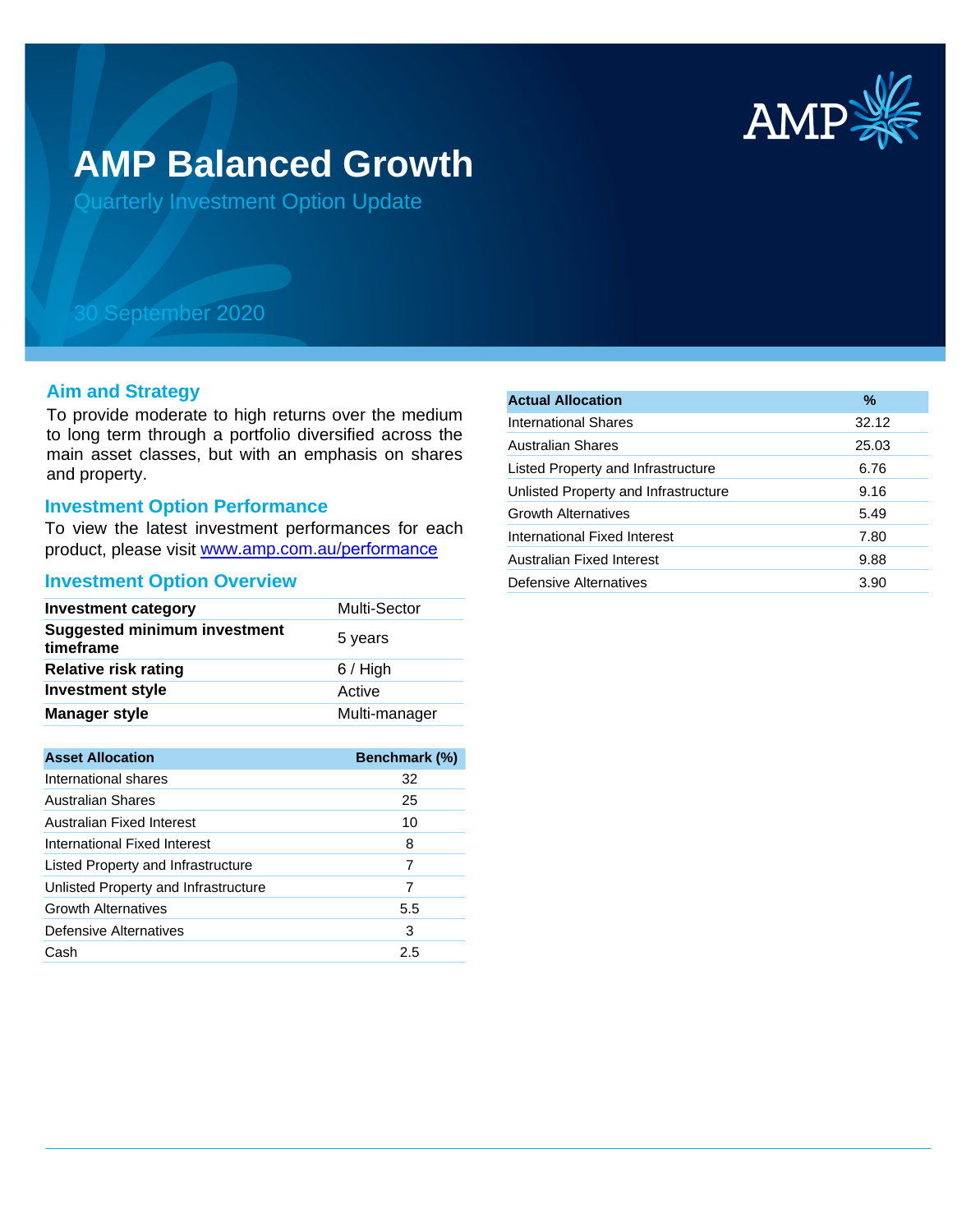# AMP Balanced Growth

Quarterly Investment Option Update

30 September 2020

## Aim and Strategy

To provide moderate to high returns over the medium to long term through a portfolio diversified across the main asset classes, but with an emphasis on shares and property.

## Investment Option Performance

To view the latest investment performances for each product, please visit www.amp.com.au/performance

## Investment Option Overview

| | |
|---|---|
| **Investment category** | Multi-Sector |
| **Suggested minimum investment timeframe** | 5 years |
| **Relative risk rating** | 6 / High |
| **Investment style** | Active |
| **Manager style** | Multi-manager |

| Asset Allocation | Benchmark (%) |
|---|---|
| International shares | 32 |
| Australian Shares | 25 |
| Australian Fixed Interest | 10 |
| International Fixed Interest | 8 |
| Listed Property and Infrastructure | 7 |
| Unlisted Property and Infrastructure | 7 |
| Growth Alternatives | 5.5 |
| Defensive Alternatives | 3 |
| Cash | 2.5 |

| Actual Allocation | % |
|---|---|
| International Shares | 32.12 |
| Australian Shares | 25.03 |
| Listed Property and Infrastructure | 6.76 |
| Unlisted Property and Infrastructure | 9.16 |
| Growth Alternatives | 5.49 |
| International Fixed Interest | 7.80 |
| Australian Fixed Interest | 9.88 |
| Defensive Alternatives | 3.90 |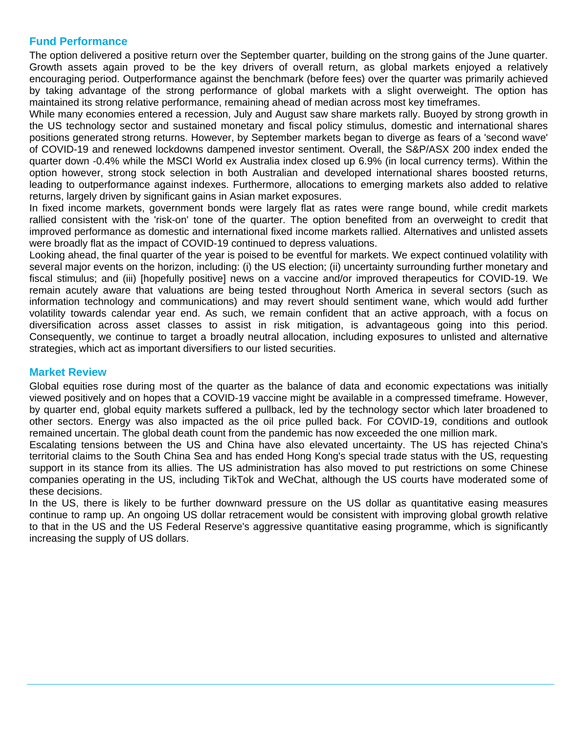## Fund Performance

The option delivered a positive return over the September quarter, building on the strong gains of the June quarter. Growth assets again proved to be the key drivers of overall return, as global markets enjoyed a relatively encouraging period. Outperformance against the benchmark (before fees) over the quarter was primarily achieved by taking advantage of the strong performance of global markets with a slight overweight. The option has maintained its strong relative performance, remaining ahead of median across most key timeframes.

While many economies entered a recession, July and August saw share markets rally. Buoyed by strong growth in the US technology sector and sustained monetary and fiscal policy stimulus, domestic and international shares positions generated strong returns. However, by September markets began to diverge as fears of a 'second wave' of COVID-19 and renewed lockdowns dampened investor sentiment. Overall, the S&P/ASX 200 index ended the quarter down -0.4% while the MSCI World ex Australia index closed up 6.9% (in local currency terms). Within the option however, strong stock selection in both Australian and developed international shares boosted returns, leading to outperformance against indexes. Furthermore, allocations to emerging markets also added to relative returns, largely driven by significant gains in Asian market exposures.

In fixed income markets, government bonds were largely flat as rates were range bound, while credit markets rallied consistent with the 'risk-on' tone of the quarter. The option benefited from an overweight to credit that improved performance as domestic and international fixed income markets rallied. Alternatives and unlisted assets were broadly flat as the impact of COVID-19 continued to depress valuations.

Looking ahead, the final quarter of the year is poised to be eventful for markets. We expect continued volatility with several major events on the horizon, including: (i) the US election; (ii) uncertainty surrounding further monetary and fiscal stimulus; and (iii) [hopefully positive] news on a vaccine and/or improved therapeutics for COVID-19. We remain acutely aware that valuations are being tested throughout North America in several sectors (such as information technology and communications) and may revert should sentiment wane, which would add further volatility towards calendar year end. As such, we remain confident that an active approach, with a focus on diversification across asset classes to assist in risk mitigation, is advantageous going into this period. Consequently, we continue to target a broadly neutral allocation, including exposures to unlisted and alternative strategies, which act as important diversifiers to our listed securities.

## Market Review

Global equities rose during most of the quarter as the balance of data and economic expectations was initially viewed positively and on hopes that a COVID-19 vaccine might be available in a compressed timeframe. However, by quarter end, global equity markets suffered a pullback, led by the technology sector which later broadened to other sectors. Energy was also impacted as the oil price pulled back. For COVID-19, conditions and outlook remained uncertain. The global death count from the pandemic has now exceeded the one million mark.

Escalating tensions between the US and China have also elevated uncertainty. The US has rejected China's territorial claims to the South China Sea and has ended Hong Kong's special trade status with the US, requesting support in its stance from its allies. The US administration has also moved to put restrictions on some Chinese companies operating in the US, including TikTok and WeChat, although the US courts have moderated some of these decisions.

In the US, there is likely to be further downward pressure on the US dollar as quantitative easing measures continue to ramp up. An ongoing US dollar retracement would be consistent with improving global growth relative to that in the US and the US Federal Reserve's aggressive quantitative easing programme, which is significantly increasing the supply of US dollars.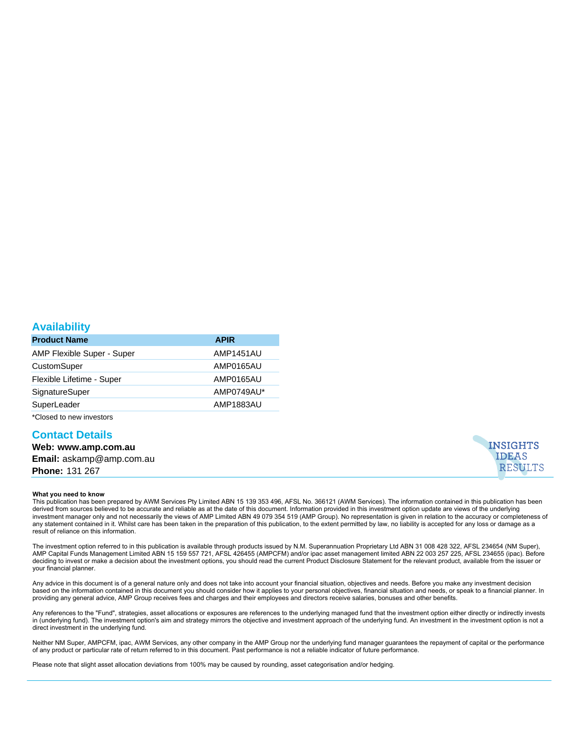## Availability

| Product Name | APIR |
|---|---|
| AMP Flexible Super - Super | AMP1451AU |
| CustomSuper | AMP0165AU |
| Flexible Lifetime - Super | AMP0165AU |
| SignatureSuper | AMP0749AU* |
| SuperLeader | AMP1883AU |

*Closed to new investors

## Contact Details

**Web: www.amp.com.au**
**Email:** askamp@amp.com.au
**Phone:** 131 267

INSIGHTS
IDEAS
RESULTS

**What you need to know**
This publication has been prepared by AWM Services Pty Limited ABN 15 139 353 496, AFSL No. 366121 (AWM Services). The information contained in this publication has been derived from sources believed to be accurate and reliable as at the date of this document. Information provided in this investment option update are views of the underlying investment manager only and not necessarily the views of AMP Limited ABN 49 079 354 519 (AMP Group). No representation is given in relation to the accuracy or completeness of any statement contained in it. Whilst care has been taken in the preparation of this publication, to the extent permitted by law, no liability is accepted for any loss or damage as a result of reliance on this information.

The investment option referred to in this publication is available through products issued by N.M. Superannuation Proprietary Ltd ABN 31 008 428 322, AFSL 234654 (NM Super), AMP Capital Funds Management Limited ABN 15 159 557 721, AFSL 426455 (AMPCFM) and/or ipac asset management limited ABN 22 003 257 225, AFSL 234655 (ipac). Before deciding to invest or make a decision about the investment options, you should read the current Product Disclosure Statement for the relevant product, available from the issuer or your financial planner.

Any advice in this document is of a general nature only and does not take into account your financial situation, objectives and needs. Before you make any investment decision based on the information contained in this document you should consider how it applies to your personal objectives, financial situation and needs, or speak to a financial planner. In providing any general advice, AMP Group receives fees and charges and their employees and directors receive salaries, bonuses and other benefits.

Any references to the "Fund", strategies, asset allocations or exposures are references to the underlying managed fund that the investment option either directly or indirectly invests in (underlying fund). The investment option's aim and strategy mirrors the objective and investment approach of the underlying fund. An investment in the investment option is not a direct investment in the underlying fund.

Neither NM Super, AMPCFM, ipac, AWM Services, any other company in the AMP Group nor the underlying fund manager guarantees the repayment of capital or the performance of any product or particular rate of return referred to in this document. Past performance is not a reliable indicator of future performance.

Please note that slight asset allocation deviations from 100% may be caused by rounding, asset categorisation and/or hedging.